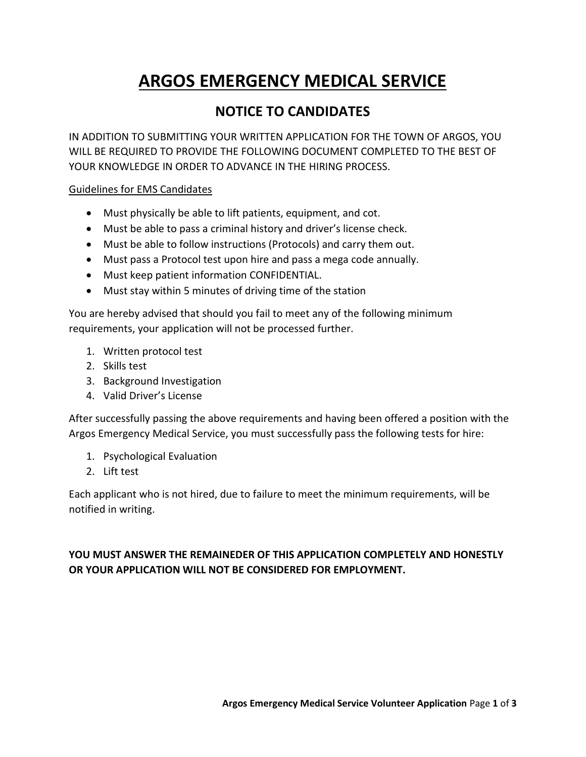# ARGOS EMERGENCY MEDICAL SERVICE

## NOTICE TO CANDIDATES

IN ADDITION TO SUBMITTING YOUR WRITTEN APPLICATION FOR THE TOWN OF ARGOS, YOU WILL BE REQUIRED TO PROVIDE THE FOLLOWING DOCUMENT COMPLETED TO THE BEST OF YOUR KNOWLEDGE IN ORDER TO ADVANCE IN THE HIRING PROCESS.

<u>Guidelines for EMS Candidates</u>

- Must physically be able to lift patients, equipment, and cot.
- Must be able to pass a criminal history and driver's license check.
- Must be able to follow instructions (Protocols) and carry them out.
- Must pass a Protocol test upon hire and pass a mega code annually.
- Must keep patient information CONFIDENTIAL.
- Must stay within 5 minutes of driving time of the station

You are hereby advised that should you fail to meet any of the following minimum requirements, your application will not be processed further.

1. Written protocol test
2. Skills test
3. Background Investigation
4. Valid Driver's License

After successfully passing the above requirements and having been offered a position with the Argos Emergency Medical Service, you must successfully pass the following tests for hire:

1. Psychological Evaluation
2. Lift test

Each applicant who is not hired, due to failure to meet the minimum requirements, will be notified in writing.

**YOU MUST ANSWER THE REMAINEDER OF THIS APPLICATION COMPLETELY AND HONESTLY OR YOUR APPLICATION WILL NOT BE CONSIDERED FOR EMPLOYMENT.**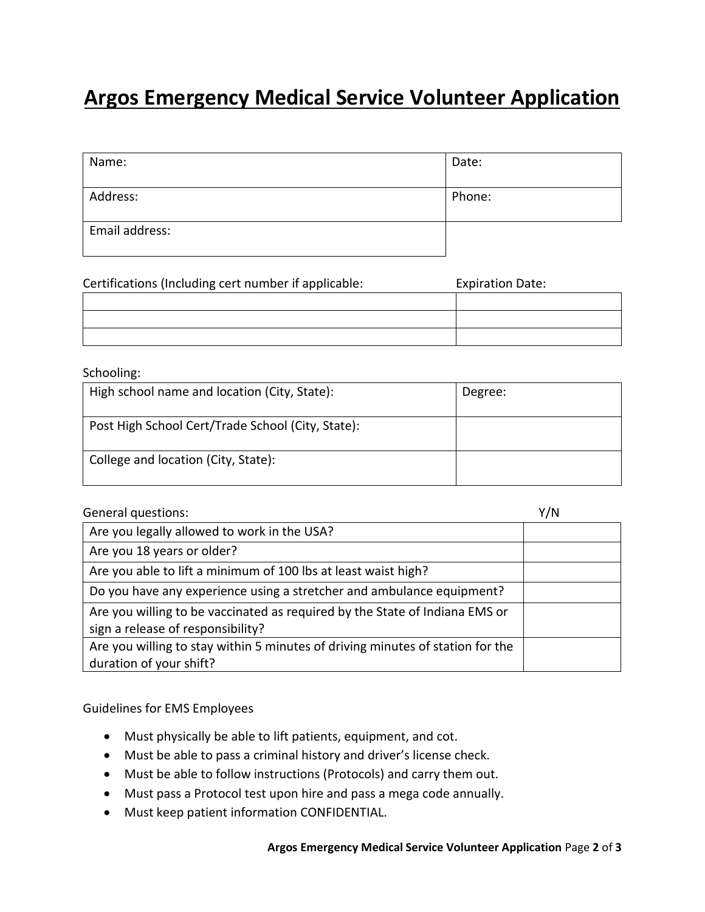# Argos Emergency Medical Service Volunteer Application

| Name: | Date: |
|---|---|
| Address: | Phone: |
| Email address: | |

| Certifications (Including cert number if applicable: | Expiration Date: |
|---|---|
| | |
| | |
| | |

Schooling:

| High school name and location (City, State): | Degree: |
|---|---|
| Post High School Cert/Trade School (City, State): | |
| College and location (City, State): | |

| General questions: | Y/N |
|---|---|
| Are you legally allowed to work in the USA? | |
| Are you 18 years or older? | |
| Are you able to lift a minimum of 100 lbs at least waist high? | |
| Do you have any experience using a stretcher and ambulance equipment? | |
| Are you willing to be vaccinated as required by the State of Indiana EMS or sign a release of responsibility? | |
| Are you willing to stay within 5 minutes of driving minutes of station for the duration of your shift? | |

Guidelines for EMS Employees

- Must physically be able to lift patients, equipment, and cot.
- Must be able to pass a criminal history and driver's license check.
- Must be able to follow instructions (Protocols) and carry them out.
- Must pass a Protocol test upon hire and pass a mega code annually.
- Must keep patient information CONFIDENTIAL.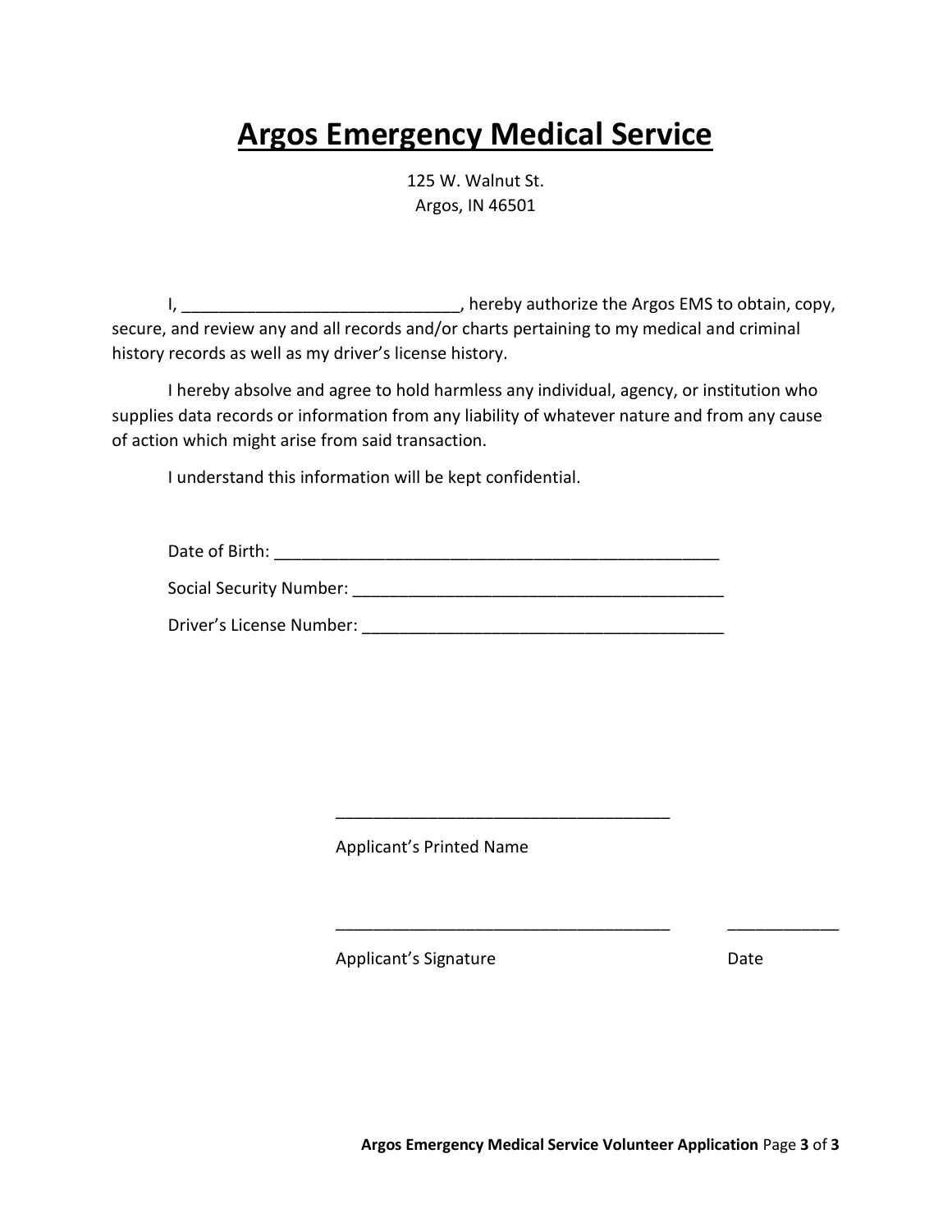# Argos Emergency Medical Service

125 W. Walnut St.
Argos, IN 46501

I, ______________________________, hereby authorize the Argos EMS to obtain, copy, secure, and review any and all records and/or charts pertaining to my medical and criminal history records as well as my driver's license history.

I hereby absolve and agree to hold harmless any individual, agency, or institution who supplies data records or information from any liability of whatever nature and from any cause of action which might arise from said transaction.

I understand this information will be kept confidential.

Date of Birth: ______________________________________________

Social Security Number: ______________________________________

Driver's License Number: _____________________________________

____________________________________
Applicant's Printed Name

____________________________________ ____________
Applicant's Signature Date